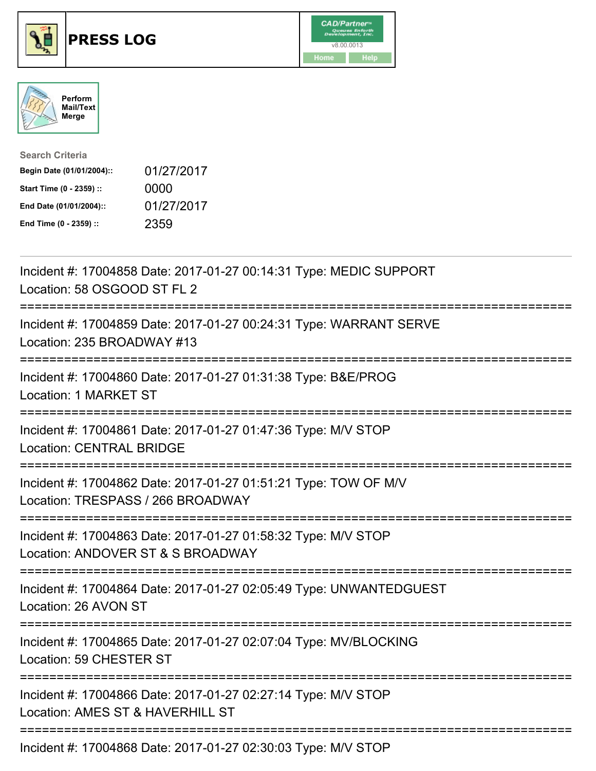# PRESS LOG

CAD/Partner
v8.00.0013
Home Help

Perform Mail/Text Merge

**Search Criteria**

| | |
|---|---|
| **Begin Date (01/01/2004)::** | 01/27/2017 |
| **Start Time (0 - 2359) ::** | 0000 |
| **End Date (01/01/2004)::** | 01/27/2017 |
| **End Time (0 - 2359) ::** | 2359 |

---

Incident #: 17004858 Date: 2017-01-27 00:14:31 Type: MEDIC SUPPORT
Location: 58 OSGOOD ST FL 2

===========================================================================

Incident #: 17004859 Date: 2017-01-27 00:24:31 Type: WARRANT SERVE
Location: 235 BROADWAY #13

===========================================================================

Incident #: 17004860 Date: 2017-01-27 01:31:38 Type: B&E/PROG
Location: 1 MARKET ST

===========================================================================

Incident #: 17004861 Date: 2017-01-27 01:47:36 Type: M/V STOP
Location: CENTRAL BRIDGE

===========================================================================

Incident #: 17004862 Date: 2017-01-27 01:51:21 Type: TOW OF M/V
Location: TRESPASS / 266 BROADWAY

===========================================================================

Incident #: 17004863 Date: 2017-01-27 01:58:32 Type: M/V STOP
Location: ANDOVER ST & S BROADWAY

===========================================================================

Incident #: 17004864 Date: 2017-01-27 02:05:49 Type: UNWANTEDGUEST
Location: 26 AVON ST

===========================================================================

Incident #: 17004865 Date: 2017-01-27 02:07:04 Type: MV/BLOCKING
Location: 59 CHESTER ST

===========================================================================

Incident #: 17004866 Date: 2017-01-27 02:27:14 Type: M/V STOP
Location: AMES ST & HAVERHILL ST

===========================================================================

Incident #: 17004868 Date: 2017-01-27 02:30:03 Type: M/V STOP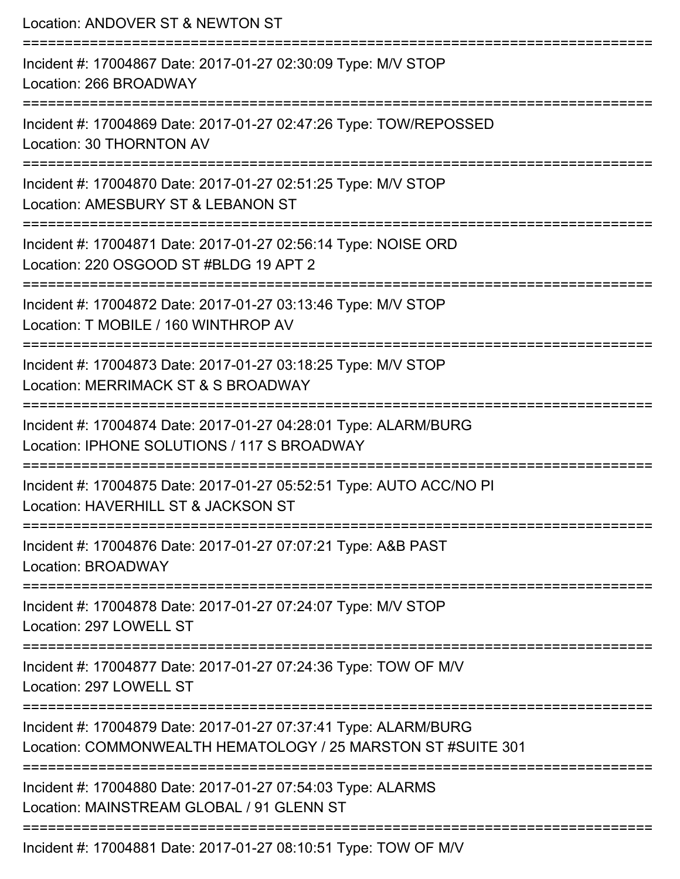Location: ANDOVER ST & NEWTON ST

===========================================================================

Incident #: 17004867 Date: 2017-01-27 02:30:09 Type: M/V STOP
Location: 266 BROADWAY

===========================================================================

Incident #: 17004869 Date: 2017-01-27 02:47:26 Type: TOW/REPOSSED
Location: 30 THORNTON AV

===========================================================================

Incident #: 17004870 Date: 2017-01-27 02:51:25 Type: M/V STOP
Location: AMESBURY ST & LEBANON ST

===========================================================================

Incident #: 17004871 Date: 2017-01-27 02:56:14 Type: NOISE ORD
Location: 220 OSGOOD ST #BLDG 19 APT 2

===========================================================================

Incident #: 17004872 Date: 2017-01-27 03:13:46 Type: M/V STOP
Location: T MOBILE / 160 WINTHROP AV

===========================================================================

Incident #: 17004873 Date: 2017-01-27 03:18:25 Type: M/V STOP
Location: MERRIMACK ST & S BROADWAY

===========================================================================

Incident #: 17004874 Date: 2017-01-27 04:28:01 Type: ALARM/BURG
Location: IPHONE SOLUTIONS / 117 S BROADWAY

===========================================================================

Incident #: 17004875 Date: 2017-01-27 05:52:51 Type: AUTO ACC/NO PI
Location: HAVERHILL ST & JACKSON ST

===========================================================================

Incident #: 17004876 Date: 2017-01-27 07:07:21 Type: A&B PAST
Location: BROADWAY

===========================================================================

Incident #: 17004878 Date: 2017-01-27 07:24:07 Type: M/V STOP
Location: 297 LOWELL ST

===========================================================================

Incident #: 17004877 Date: 2017-01-27 07:24:36 Type: TOW OF M/V
Location: 297 LOWELL ST

===========================================================================

Incident #: 17004879 Date: 2017-01-27 07:37:41 Type: ALARM/BURG
Location: COMMONWEALTH HEMATOLOGY / 25 MARSTON ST #SUITE 301

===========================================================================

Incident #: 17004880 Date: 2017-01-27 07:54:03 Type: ALARMS
Location: MAINSTREAM GLOBAL / 91 GLENN ST

===========================================================================

Incident #: 17004881 Date: 2017-01-27 08:10:51 Type: TOW OF M/V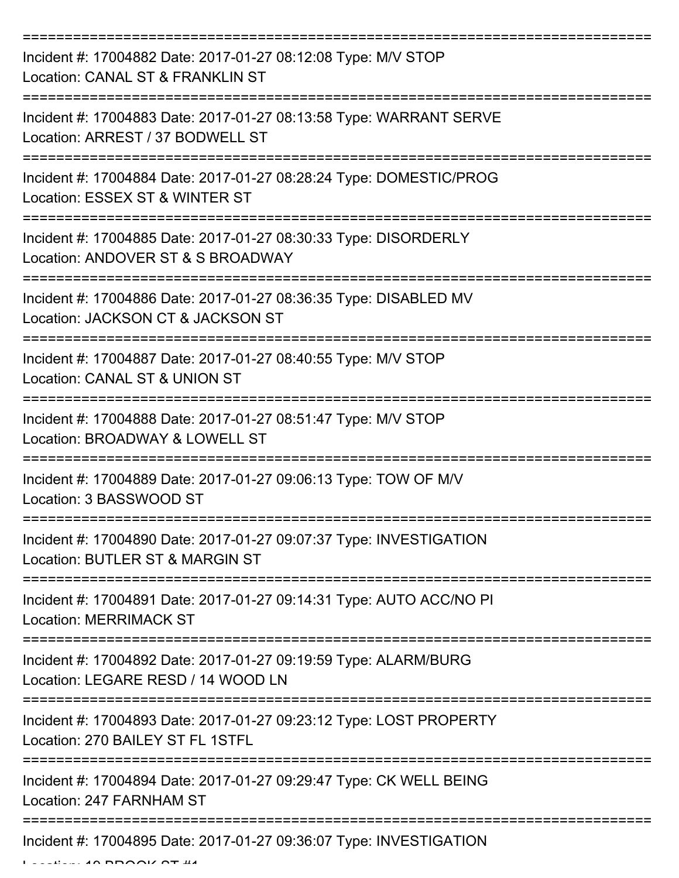Incident #: 17004882 Date: 2017-01-27 08:12:08 Type: M/V STOP
Location: CANAL ST & FRANKLIN ST

Incident #: 17004883 Date: 2017-01-27 08:13:58 Type: WARRANT SERVE
Location: ARREST / 37 BODWELL ST

Incident #: 17004884 Date: 2017-01-27 08:28:24 Type: DOMESTIC/PROG
Location: ESSEX ST & WINTER ST

Incident #: 17004885 Date: 2017-01-27 08:30:33 Type: DISORDERLY
Location: ANDOVER ST & S BROADWAY

Incident #: 17004886 Date: 2017-01-27 08:36:35 Type: DISABLED MV
Location: JACKSON CT & JACKSON ST

Incident #: 17004887 Date: 2017-01-27 08:40:55 Type: M/V STOP
Location: CANAL ST & UNION ST

Incident #: 17004888 Date: 2017-01-27 08:51:47 Type: M/V STOP
Location: BROADWAY & LOWELL ST

Incident #: 17004889 Date: 2017-01-27 09:06:13 Type: TOW OF M/V
Location: 3 BASSWOOD ST

Incident #: 17004890 Date: 2017-01-27 09:07:37 Type: INVESTIGATION
Location: BUTLER ST & MARGIN ST

Incident #: 17004891 Date: 2017-01-27 09:14:31 Type: AUTO ACC/NO PI
Location: MERRIMACK ST

Incident #: 17004892 Date: 2017-01-27 09:19:59 Type: ALARM/BURG
Location: LEGARE RESD / 14 WOOD LN

Incident #: 17004893 Date: 2017-01-27 09:23:12 Type: LOST PROPERTY
Location: 270 BAILEY ST FL 1STFL

Incident #: 17004894 Date: 2017-01-27 09:29:47 Type: CK WELL BEING
Location: 247 FARNHAM ST

Incident #: 17004895 Date: 2017-01-27 09:36:07 Type: INVESTIGATION
Location: 10 BROOK ST #1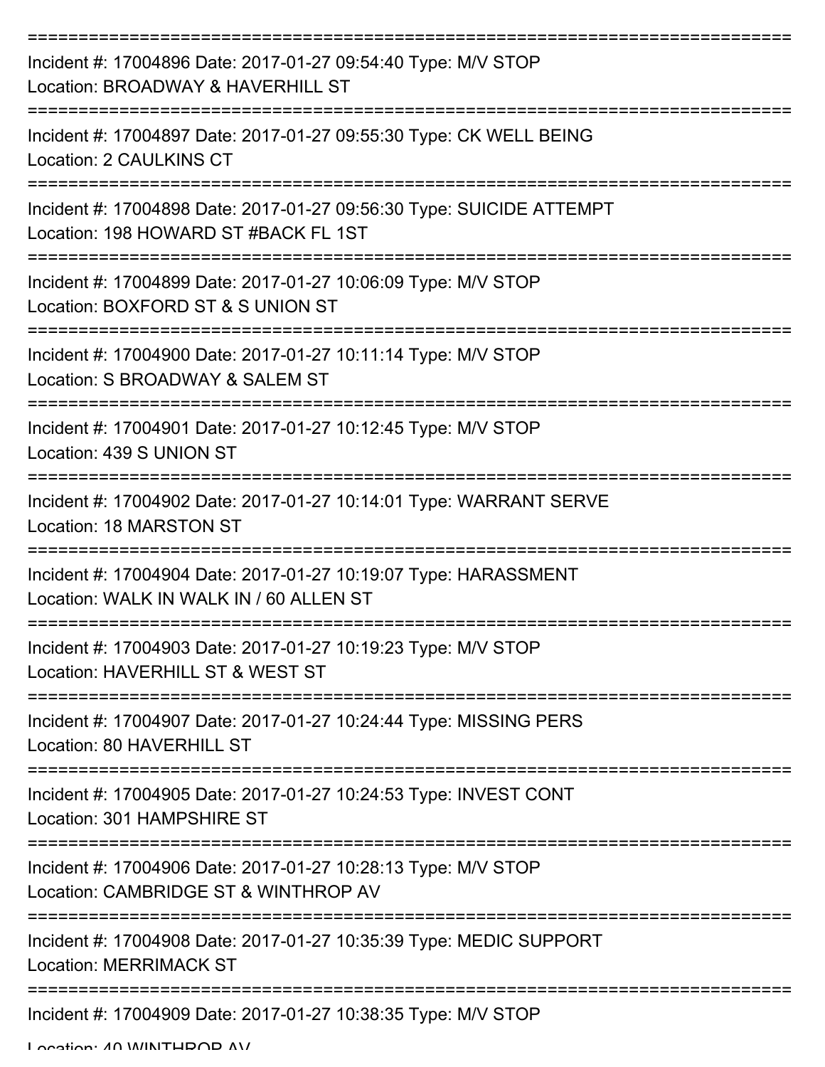===========================================================================
Incident #: 17004896 Date: 2017-01-27 09:54:40 Type: M/V STOP
Location: BROADWAY & HAVERHILL ST
===========================================================================
Incident #: 17004897 Date: 2017-01-27 09:55:30 Type: CK WELL BEING
Location: 2 CAULKINS CT
===========================================================================
Incident #: 17004898 Date: 2017-01-27 09:56:30 Type: SUICIDE ATTEMPT
Location: 198 HOWARD ST #BACK FL 1ST
===========================================================================
Incident #: 17004899 Date: 2017-01-27 10:06:09 Type: M/V STOP
Location: BOXFORD ST & S UNION ST
===========================================================================
Incident #: 17004900 Date: 2017-01-27 10:11:14 Type: M/V STOP
Location: S BROADWAY & SALEM ST
===========================================================================
Incident #: 17004901 Date: 2017-01-27 10:12:45 Type: M/V STOP
Location: 439 S UNION ST
===========================================================================
Incident #: 17004902 Date: 2017-01-27 10:14:01 Type: WARRANT SERVE
Location: 18 MARSTON ST
===========================================================================
Incident #: 17004904 Date: 2017-01-27 10:19:07 Type: HARASSMENT
Location: WALK IN WALK IN / 60 ALLEN ST
===========================================================================
Incident #: 17004903 Date: 2017-01-27 10:19:23 Type: M/V STOP
Location: HAVERHILL ST & WEST ST
===========================================================================
Incident #: 17004907 Date: 2017-01-27 10:24:44 Type: MISSING PERS
Location: 80 HAVERHILL ST
===========================================================================
Incident #: 17004905 Date: 2017-01-27 10:24:53 Type: INVEST CONT
Location: 301 HAMPSHIRE ST
===========================================================================
Incident #: 17004906 Date: 2017-01-27 10:28:13 Type: M/V STOP
Location: CAMBRIDGE ST & WINTHROP AV
===========================================================================
Incident #: 17004908 Date: 2017-01-27 10:35:39 Type: MEDIC SUPPORT
Location: MERRIMACK ST
===========================================================================
Incident #: 17004909 Date: 2017-01-27 10:38:35 Type: M/V STOP
Location: 40 WINTHROP AV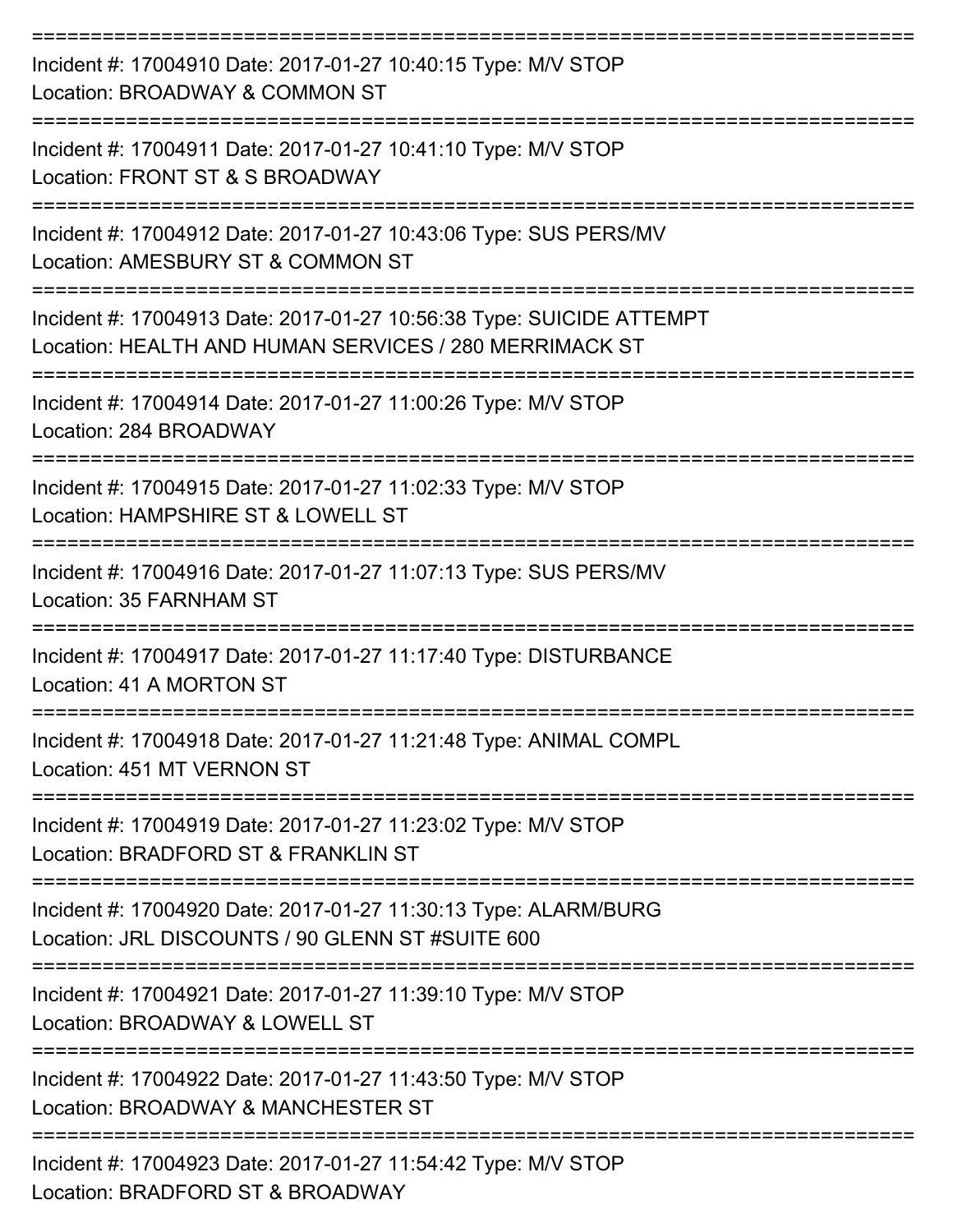===========================================================================

Incident #: 17004910 Date: 2017-01-27 10:40:15 Type: M/V STOP
Location: BROADWAY & COMMON ST

===========================================================================

Incident #: 17004911 Date: 2017-01-27 10:41:10 Type: M/V STOP
Location: FRONT ST & S BROADWAY

===========================================================================

Incident #: 17004912 Date: 2017-01-27 10:43:06 Type: SUS PERS/MV
Location: AMESBURY ST & COMMON ST

===========================================================================

Incident #: 17004913 Date: 2017-01-27 10:56:38 Type: SUICIDE ATTEMPT
Location: HEALTH AND HUMAN SERVICES / 280 MERRIMACK ST

===========================================================================

Incident #: 17004914 Date: 2017-01-27 11:00:26 Type: M/V STOP
Location: 284 BROADWAY

===========================================================================

Incident #: 17004915 Date: 2017-01-27 11:02:33 Type: M/V STOP
Location: HAMPSHIRE ST & LOWELL ST

===========================================================================

Incident #: 17004916 Date: 2017-01-27 11:07:13 Type: SUS PERS/MV
Location: 35 FARNHAM ST

===========================================================================

Incident #: 17004917 Date: 2017-01-27 11:17:40 Type: DISTURBANCE
Location: 41 A MORTON ST

===========================================================================

Incident #: 17004918 Date: 2017-01-27 11:21:48 Type: ANIMAL COMPL
Location: 451 MT VERNON ST

===========================================================================

Incident #: 17004919 Date: 2017-01-27 11:23:02 Type: M/V STOP
Location: BRADFORD ST & FRANKLIN ST

===========================================================================

Incident #: 17004920 Date: 2017-01-27 11:30:13 Type: ALARM/BURG
Location: JRL DISCOUNTS / 90 GLENN ST #SUITE 600

===========================================================================

Incident #: 17004921 Date: 2017-01-27 11:39:10 Type: M/V STOP
Location: BROADWAY & LOWELL ST

===========================================================================

Incident #: 17004922 Date: 2017-01-27 11:43:50 Type: M/V STOP
Location: BROADWAY & MANCHESTER ST

===========================================================================

Incident #: 17004923 Date: 2017-01-27 11:54:42 Type: M/V STOP
Location: BRADFORD ST & BROADWAY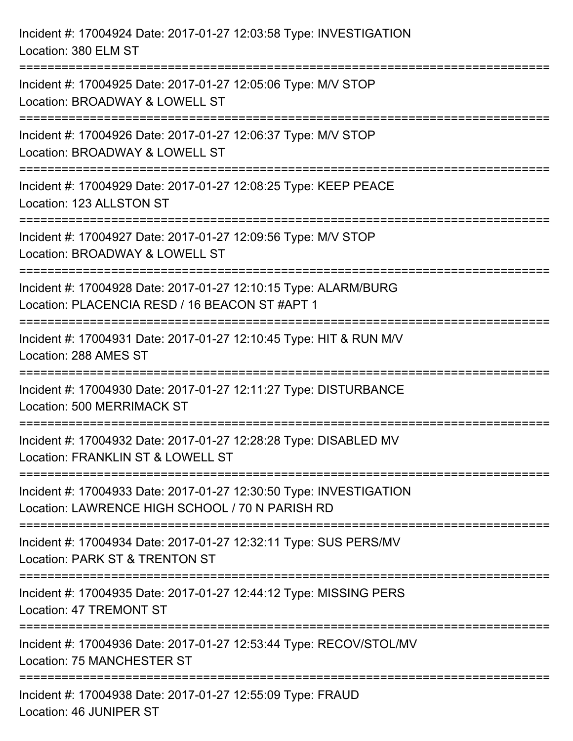Incident #: 17004924 Date: 2017-01-27 12:03:58 Type: INVESTIGATION
Location: 380 ELM ST

===========================================================================

Incident #: 17004925 Date: 2017-01-27 12:05:06 Type: M/V STOP
Location: BROADWAY & LOWELL ST

===========================================================================

Incident #: 17004926 Date: 2017-01-27 12:06:37 Type: M/V STOP
Location: BROADWAY & LOWELL ST

===========================================================================

Incident #: 17004929 Date: 2017-01-27 12:08:25 Type: KEEP PEACE
Location: 123 ALLSTON ST

===========================================================================

Incident #: 17004927 Date: 2017-01-27 12:09:56 Type: M/V STOP
Location: BROADWAY & LOWELL ST

===========================================================================

Incident #: 17004928 Date: 2017-01-27 12:10:15 Type: ALARM/BURG
Location: PLACENCIA RESD / 16 BEACON ST #APT 1

===========================================================================

Incident #: 17004931 Date: 2017-01-27 12:10:45 Type: HIT & RUN M/V
Location: 288 AMES ST

===========================================================================

Incident #: 17004930 Date: 2017-01-27 12:11:27 Type: DISTURBANCE
Location: 500 MERRIMACK ST

===========================================================================

Incident #: 17004932 Date: 2017-01-27 12:28:28 Type: DISABLED MV
Location: FRANKLIN ST & LOWELL ST

===========================================================================

Incident #: 17004933 Date: 2017-01-27 12:30:50 Type: INVESTIGATION
Location: LAWRENCE HIGH SCHOOL / 70 N PARISH RD

===========================================================================

Incident #: 17004934 Date: 2017-01-27 12:32:11 Type: SUS PERS/MV
Location: PARK ST & TRENTON ST

===========================================================================

Incident #: 17004935 Date: 2017-01-27 12:44:12 Type: MISSING PERS
Location: 47 TREMONT ST

===========================================================================

Incident #: 17004936 Date: 2017-01-27 12:53:44 Type: RECOV/STOL/MV
Location: 75 MANCHESTER ST

===========================================================================

Incident #: 17004938 Date: 2017-01-27 12:55:09 Type: FRAUD
Location: 46 JUNIPER ST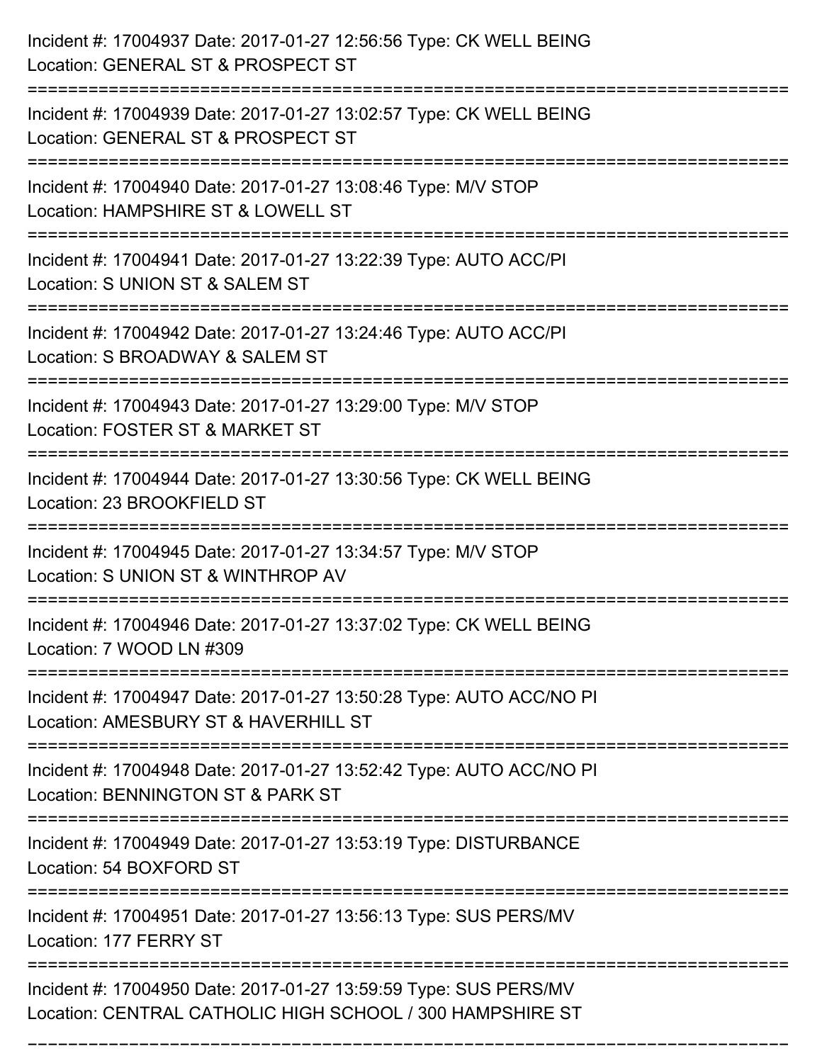Incident #: 17004937 Date: 2017-01-27 12:56:56 Type: CK WELL BEING
Location: GENERAL ST & PROSPECT ST

===========================================================================

Incident #: 17004939 Date: 2017-01-27 13:02:57 Type: CK WELL BEING
Location: GENERAL ST & PROSPECT ST

===========================================================================

Incident #: 17004940 Date: 2017-01-27 13:08:46 Type: M/V STOP
Location: HAMPSHIRE ST & LOWELL ST

===========================================================================

Incident #: 17004941 Date: 2017-01-27 13:22:39 Type: AUTO ACC/PI
Location: S UNION ST & SALEM ST

===========================================================================

Incident #: 17004942 Date: 2017-01-27 13:24:46 Type: AUTO ACC/PI
Location: S BROADWAY & SALEM ST

===========================================================================

Incident #: 17004943 Date: 2017-01-27 13:29:00 Type: M/V STOP
Location: FOSTER ST & MARKET ST

===========================================================================

Incident #: 17004944 Date: 2017-01-27 13:30:56 Type: CK WELL BEING
Location: 23 BROOKFIELD ST

===========================================================================

Incident #: 17004945 Date: 2017-01-27 13:34:57 Type: M/V STOP
Location: S UNION ST & WINTHROP AV

===========================================================================

Incident #: 17004946 Date: 2017-01-27 13:37:02 Type: CK WELL BEING
Location: 7 WOOD LN #309

===========================================================================

Incident #: 17004947 Date: 2017-01-27 13:50:28 Type: AUTO ACC/NO PI
Location: AMESBURY ST & HAVERHILL ST

===========================================================================

Incident #: 17004948 Date: 2017-01-27 13:52:42 Type: AUTO ACC/NO PI
Location: BENNINGTON ST & PARK ST

===========================================================================

Incident #: 17004949 Date: 2017-01-27 13:53:19 Type: DISTURBANCE
Location: 54 BOXFORD ST

===========================================================================

Incident #: 17004951 Date: 2017-01-27 13:56:13 Type: SUS PERS/MV
Location: 177 FERRY ST

===========================================================================

Incident #: 17004950 Date: 2017-01-27 13:59:59 Type: SUS PERS/MV
Location: CENTRAL CATHOLIC HIGH SCHOOL / 300 HAMPSHIRE ST

===========================================================================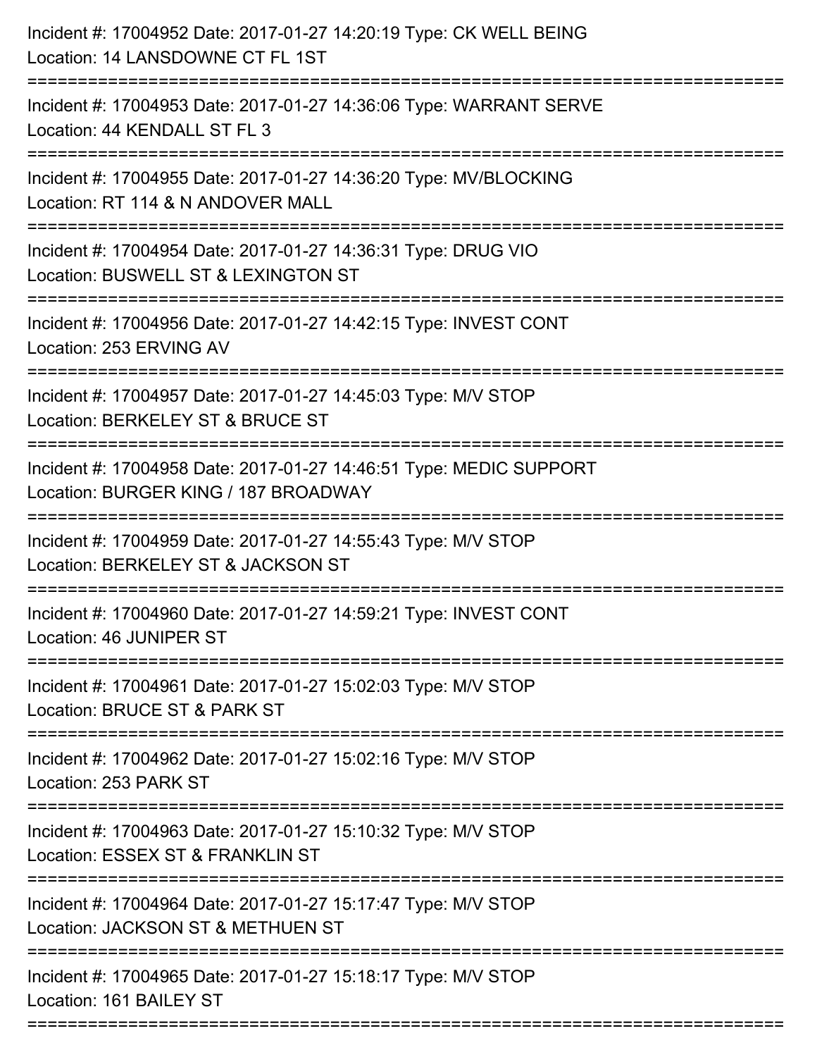Incident #: 17004952 Date: 2017-01-27 14:20:19 Type: CK WELL BEING
Location: 14 LANSDOWNE CT FL 1ST

===========================================================================

Incident #: 17004953 Date: 2017-01-27 14:36:06 Type: WARRANT SERVE
Location: 44 KENDALL ST FL 3

===========================================================================

Incident #: 17004955 Date: 2017-01-27 14:36:20 Type: MV/BLOCKING
Location: RT 114 & N ANDOVER MALL

===========================================================================

Incident #: 17004954 Date: 2017-01-27 14:36:31 Type: DRUG VIO
Location: BUSWELL ST & LEXINGTON ST

===========================================================================

Incident #: 17004956 Date: 2017-01-27 14:42:15 Type: INVEST CONT
Location: 253 ERVING AV

===========================================================================

Incident #: 17004957 Date: 2017-01-27 14:45:03 Type: M/V STOP
Location: BERKELEY ST & BRUCE ST

===========================================================================

Incident #: 17004958 Date: 2017-01-27 14:46:51 Type: MEDIC SUPPORT
Location: BURGER KING / 187 BROADWAY

===========================================================================

Incident #: 17004959 Date: 2017-01-27 14:55:43 Type: M/V STOP
Location: BERKELEY ST & JACKSON ST

===========================================================================

Incident #: 17004960 Date: 2017-01-27 14:59:21 Type: INVEST CONT
Location: 46 JUNIPER ST

===========================================================================

Incident #: 17004961 Date: 2017-01-27 15:02:03 Type: M/V STOP
Location: BRUCE ST & PARK ST

===========================================================================

Incident #: 17004962 Date: 2017-01-27 15:02:16 Type: M/V STOP
Location: 253 PARK ST

===========================================================================

Incident #: 17004963 Date: 2017-01-27 15:10:32 Type: M/V STOP
Location: ESSEX ST & FRANKLIN ST

===========================================================================

Incident #: 17004964 Date: 2017-01-27 15:17:47 Type: M/V STOP
Location: JACKSON ST & METHUEN ST

===========================================================================

Incident #: 17004965 Date: 2017-01-27 15:18:17 Type: M/V STOP
Location: 161 BAILEY ST

===========================================================================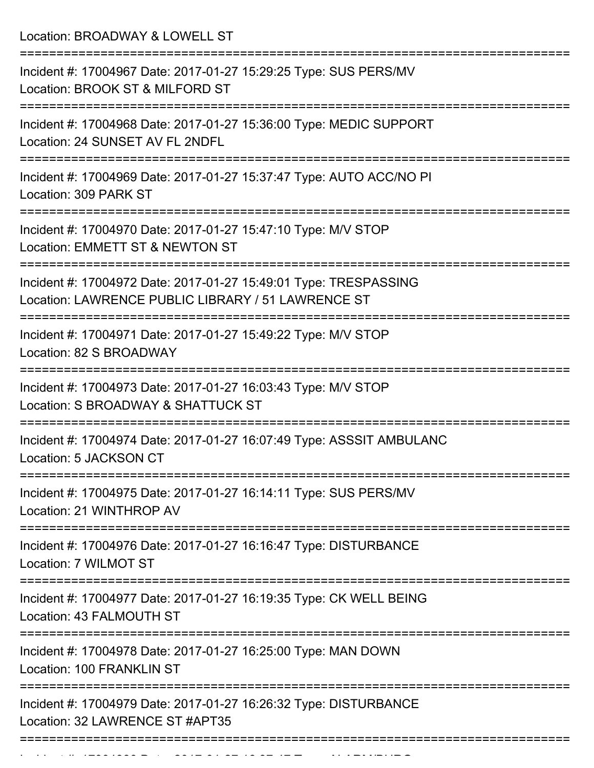Location: BROADWAY & LOWELL ST

===========================================================================

Incident #: 17004967 Date: 2017-01-27 15:29:25 Type: SUS PERS/MV
Location: BROOK ST & MILFORD ST

===========================================================================

Incident #: 17004968 Date: 2017-01-27 15:36:00 Type: MEDIC SUPPORT
Location: 24 SUNSET AV FL 2NDFL

===========================================================================

Incident #: 17004969 Date: 2017-01-27 15:37:47 Type: AUTO ACC/NO PI
Location: 309 PARK ST

===========================================================================

Incident #: 17004970 Date: 2017-01-27 15:47:10 Type: M/V STOP
Location: EMMETT ST & NEWTON ST

===========================================================================

Incident #: 17004972 Date: 2017-01-27 15:49:01 Type: TRESPASSING
Location: LAWRENCE PUBLIC LIBRARY / 51 LAWRENCE ST

===========================================================================

Incident #: 17004971 Date: 2017-01-27 15:49:22 Type: M/V STOP
Location: 82 S BROADWAY

===========================================================================

Incident #: 17004973 Date: 2017-01-27 16:03:43 Type: M/V STOP
Location: S BROADWAY & SHATTUCK ST

===========================================================================

Incident #: 17004974 Date: 2017-01-27 16:07:49 Type: ASSSIT AMBULANC
Location: 5 JACKSON CT

===========================================================================

Incident #: 17004975 Date: 2017-01-27 16:14:11 Type: SUS PERS/MV
Location: 21 WINTHROP AV

===========================================================================

Incident #: 17004976 Date: 2017-01-27 16:16:47 Type: DISTURBANCE
Location: 7 WILMOT ST

===========================================================================

Incident #: 17004977 Date: 2017-01-27 16:19:35 Type: CK WELL BEING
Location: 43 FALMOUTH ST

===========================================================================

Incident #: 17004978 Date: 2017-01-27 16:25:00 Type: MAN DOWN
Location: 100 FRANKLIN ST

===========================================================================

Incident #: 17004979 Date: 2017-01-27 16:26:32 Type: DISTURBANCE
Location: 32 LAWRENCE ST #APT35

===========================================================================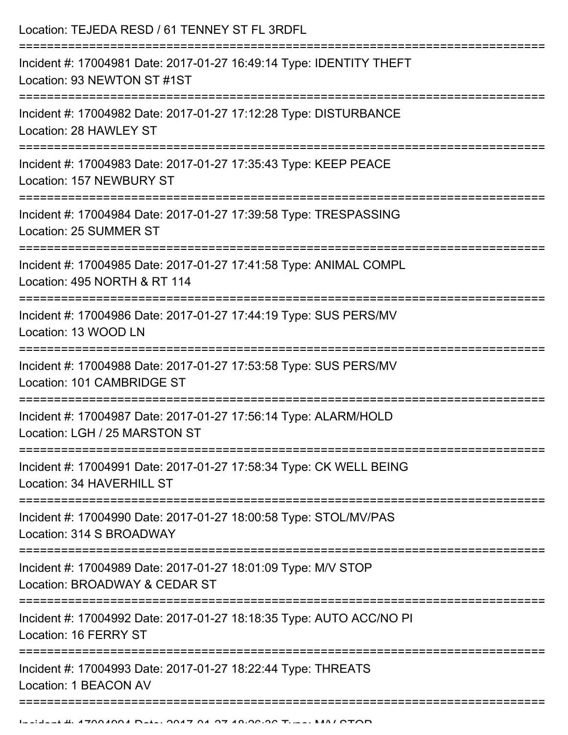Location: TEJEDA RESD / 61 TENNEY ST FL 3RDFL

===========================================================================

Incident #: 17004981 Date: 2017-01-27 16:49:14 Type: IDENTITY THEFT
Location: 93 NEWTON ST #1ST

===========================================================================

Incident #: 17004982 Date: 2017-01-27 17:12:28 Type: DISTURBANCE
Location: 28 HAWLEY ST

===========================================================================

Incident #: 17004983 Date: 2017-01-27 17:35:43 Type: KEEP PEACE
Location: 157 NEWBURY ST

===========================================================================

Incident #: 17004984 Date: 2017-01-27 17:39:58 Type: TRESPASSING
Location: 25 SUMMER ST

===========================================================================

Incident #: 17004985 Date: 2017-01-27 17:41:58 Type: ANIMAL COMPL
Location: 495 NORTH & RT 114

===========================================================================

Incident #: 17004986 Date: 2017-01-27 17:44:19 Type: SUS PERS/MV
Location: 13 WOOD LN

===========================================================================

Incident #: 17004988 Date: 2017-01-27 17:53:58 Type: SUS PERS/MV
Location: 101 CAMBRIDGE ST

===========================================================================

Incident #: 17004987 Date: 2017-01-27 17:56:14 Type: ALARM/HOLD
Location: LGH / 25 MARSTON ST

===========================================================================

Incident #: 17004991 Date: 2017-01-27 17:58:34 Type: CK WELL BEING
Location: 34 HAVERHILL ST

===========================================================================

Incident #: 17004990 Date: 2017-01-27 18:00:58 Type: STOL/MV/PAS
Location: 314 S BROADWAY

===========================================================================

Incident #: 17004989 Date: 2017-01-27 18:01:09 Type: M/V STOP
Location: BROADWAY & CEDAR ST

===========================================================================

Incident #: 17004992 Date: 2017-01-27 18:18:35 Type: AUTO ACC/NO PI
Location: 16 FERRY ST

===========================================================================

Incident #: 17004993 Date: 2017-01-27 18:22:44 Type: THREATS
Location: 1 BEACON AV

===========================================================================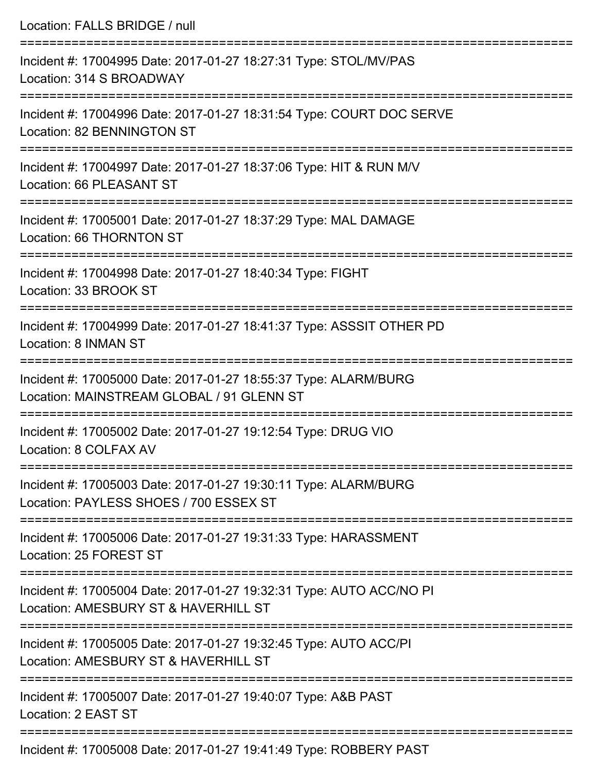Location: FALLS BRIDGE / null

===========================================================================

Incident #: 17004995 Date: 2017-01-27 18:27:31 Type: STOL/MV/PAS
Location: 314 S BROADWAY

===========================================================================

Incident #: 17004996 Date: 2017-01-27 18:31:54 Type: COURT DOC SERVE
Location: 82 BENNINGTON ST

===========================================================================

Incident #: 17004997 Date: 2017-01-27 18:37:06 Type: HIT & RUN M/V
Location: 66 PLEASANT ST

===========================================================================

Incident #: 17005001 Date: 2017-01-27 18:37:29 Type: MAL DAMAGE
Location: 66 THORNTON ST

===========================================================================

Incident #: 17004998 Date: 2017-01-27 18:40:34 Type: FIGHT
Location: 33 BROOK ST

===========================================================================

Incident #: 17004999 Date: 2017-01-27 18:41:37 Type: ASSSIT OTHER PD
Location: 8 INMAN ST

===========================================================================

Incident #: 17005000 Date: 2017-01-27 18:55:37 Type: ALARM/BURG
Location: MAINSTREAM GLOBAL / 91 GLENN ST

===========================================================================

Incident #: 17005002 Date: 2017-01-27 19:12:54 Type: DRUG VIO
Location: 8 COLFAX AV

===========================================================================

Incident #: 17005003 Date: 2017-01-27 19:30:11 Type: ALARM/BURG
Location: PAYLESS SHOES / 700 ESSEX ST

===========================================================================

Incident #: 17005006 Date: 2017-01-27 19:31:33 Type: HARASSMENT
Location: 25 FOREST ST

===========================================================================

Incident #: 17005004 Date: 2017-01-27 19:32:31 Type: AUTO ACC/NO PI
Location: AMESBURY ST & HAVERHILL ST

===========================================================================

Incident #: 17005005 Date: 2017-01-27 19:32:45 Type: AUTO ACC/PI
Location: AMESBURY ST & HAVERHILL ST

===========================================================================

Incident #: 17005007 Date: 2017-01-27 19:40:07 Type: A&B PAST
Location: 2 EAST ST

===========================================================================

Incident #: 17005008 Date: 2017-01-27 19:41:49 Type: ROBBERY PAST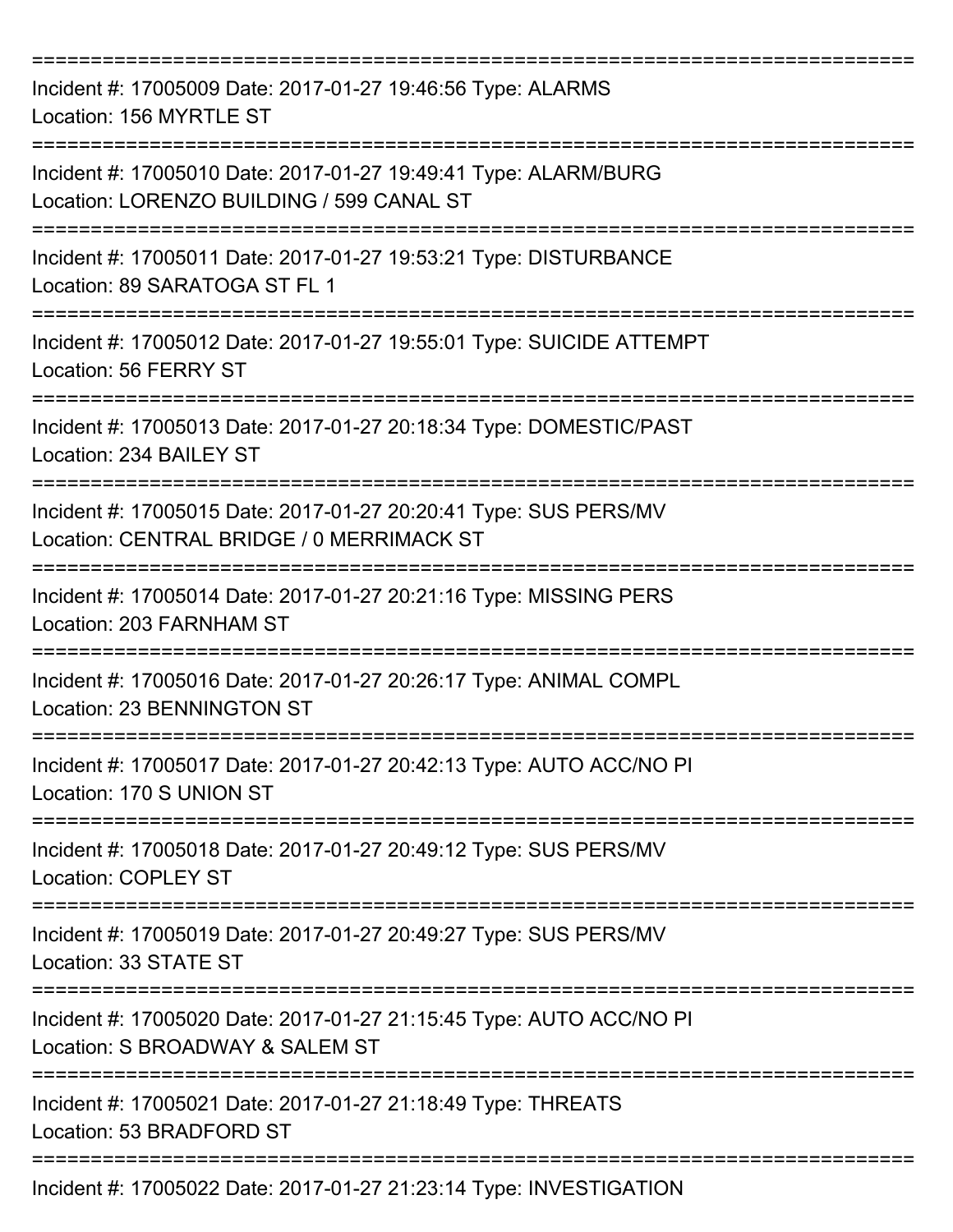===========================================================================
Incident #: 17005009 Date: 2017-01-27 19:46:56 Type: ALARMS
Location: 156 MYRTLE ST
===========================================================================
Incident #: 17005010 Date: 2017-01-27 19:49:41 Type: ALARM/BURG
Location: LORENZO BUILDING / 599 CANAL ST
===========================================================================
Incident #: 17005011 Date: 2017-01-27 19:53:21 Type: DISTURBANCE
Location: 89 SARATOGA ST FL 1
===========================================================================
Incident #: 17005012 Date: 2017-01-27 19:55:01 Type: SUICIDE ATTEMPT
Location: 56 FERRY ST
===========================================================================
Incident #: 17005013 Date: 2017-01-27 20:18:34 Type: DOMESTIC/PAST
Location: 234 BAILEY ST
===========================================================================
Incident #: 17005015 Date: 2017-01-27 20:20:41 Type: SUS PERS/MV
Location: CENTRAL BRIDGE / 0 MERRIMACK ST
===========================================================================
Incident #: 17005014 Date: 2017-01-27 20:21:16 Type: MISSING PERS
Location: 203 FARNHAM ST
===========================================================================
Incident #: 17005016 Date: 2017-01-27 20:26:17 Type: ANIMAL COMPL
Location: 23 BENNINGTON ST
===========================================================================
Incident #: 17005017 Date: 2017-01-27 20:42:13 Type: AUTO ACC/NO PI
Location: 170 S UNION ST
===========================================================================
Incident #: 17005018 Date: 2017-01-27 20:49:12 Type: SUS PERS/MV
Location: COPLEY ST
===========================================================================
Incident #: 17005019 Date: 2017-01-27 20:49:27 Type: SUS PERS/MV
Location: 33 STATE ST
===========================================================================
Incident #: 17005020 Date: 2017-01-27 21:15:45 Type: AUTO ACC/NO PI
Location: S BROADWAY & SALEM ST
===========================================================================
Incident #: 17005021 Date: 2017-01-27 21:18:49 Type: THREATS
Location: 53 BRADFORD ST
===========================================================================
Incident #: 17005022 Date: 2017-01-27 21:23:14 Type: INVESTIGATION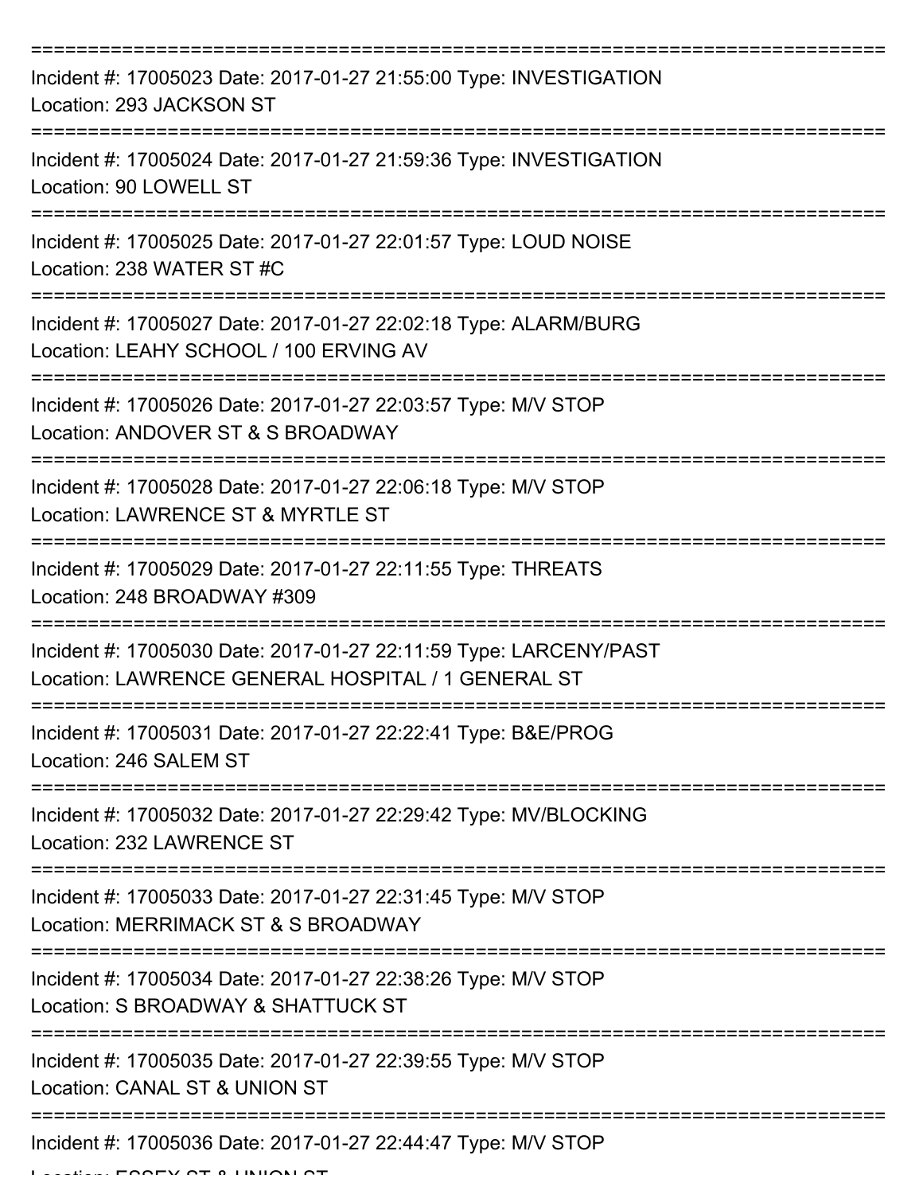Incident #: 17005023 Date: 2017-01-27 21:55:00 Type: INVESTIGATION
Location: 293 JACKSON ST

Incident #: 17005024 Date: 2017-01-27 21:59:36 Type: INVESTIGATION
Location: 90 LOWELL ST

Incident #: 17005025 Date: 2017-01-27 22:01:57 Type: LOUD NOISE
Location: 238 WATER ST #C

Incident #: 17005027 Date: 2017-01-27 22:02:18 Type: ALARM/BURG
Location: LEAHY SCHOOL / 100 ERVING AV

Incident #: 17005026 Date: 2017-01-27 22:03:57 Type: M/V STOP
Location: ANDOVER ST & S BROADWAY

Incident #: 17005028 Date: 2017-01-27 22:06:18 Type: M/V STOP
Location: LAWRENCE ST & MYRTLE ST

Incident #: 17005029 Date: 2017-01-27 22:11:55 Type: THREATS
Location: 248 BROADWAY #309

Incident #: 17005030 Date: 2017-01-27 22:11:59 Type: LARCENY/PAST
Location: LAWRENCE GENERAL HOSPITAL / 1 GENERAL ST

Incident #: 17005031 Date: 2017-01-27 22:22:41 Type: B&E/PROG
Location: 246 SALEM ST

Incident #: 17005032 Date: 2017-01-27 22:29:42 Type: MV/BLOCKING
Location: 232 LAWRENCE ST

Incident #: 17005033 Date: 2017-01-27 22:31:45 Type: M/V STOP
Location: MERRIMACK ST & S BROADWAY

Incident #: 17005034 Date: 2017-01-27 22:38:26 Type: M/V STOP
Location: S BROADWAY & SHATTUCK ST

Incident #: 17005035 Date: 2017-01-27 22:39:55 Type: M/V STOP
Location: CANAL ST & UNION ST

Incident #: 17005036 Date: 2017-01-27 22:44:47 Type: M/V STOP
Location: ESSEX ST & UNION ST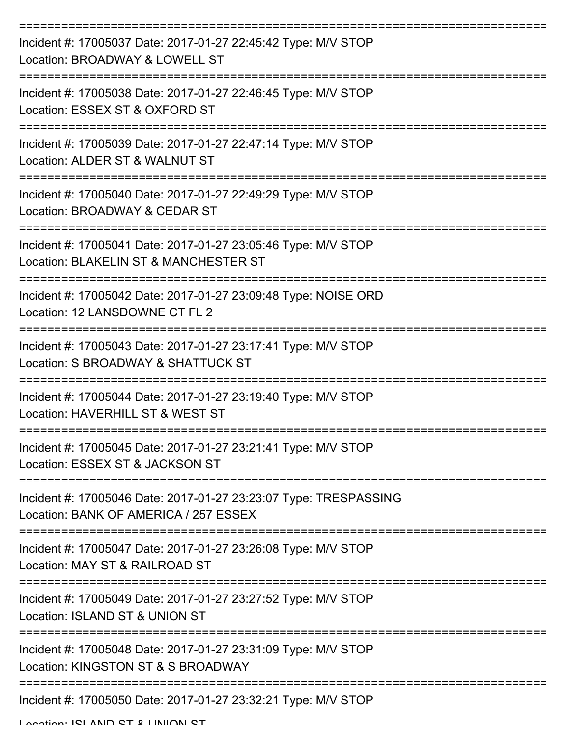===========================================================================

Incident #: 17005037 Date: 2017-01-27 22:45:42 Type: M/V STOP
Location: BROADWAY & LOWELL ST

===========================================================================

Incident #: 17005038 Date: 2017-01-27 22:46:45 Type: M/V STOP
Location: ESSEX ST & OXFORD ST

===========================================================================

Incident #: 17005039 Date: 2017-01-27 22:47:14 Type: M/V STOP
Location: ALDER ST & WALNUT ST

===========================================================================

Incident #: 17005040 Date: 2017-01-27 22:49:29 Type: M/V STOP
Location: BROADWAY & CEDAR ST

===========================================================================

Incident #: 17005041 Date: 2017-01-27 23:05:46 Type: M/V STOP
Location: BLAKELIN ST & MANCHESTER ST

===========================================================================

Incident #: 17005042 Date: 2017-01-27 23:09:48 Type: NOISE ORD
Location: 12 LANSDOWNE CT FL 2

===========================================================================

Incident #: 17005043 Date: 2017-01-27 23:17:41 Type: M/V STOP
Location: S BROADWAY & SHATTUCK ST

===========================================================================

Incident #: 17005044 Date: 2017-01-27 23:19:40 Type: M/V STOP
Location: HAVERHILL ST & WEST ST

===========================================================================

Incident #: 17005045 Date: 2017-01-27 23:21:41 Type: M/V STOP
Location: ESSEX ST & JACKSON ST

===========================================================================

Incident #: 17005046 Date: 2017-01-27 23:23:07 Type: TRESPASSING
Location: BANK OF AMERICA / 257 ESSEX

===========================================================================

Incident #: 17005047 Date: 2017-01-27 23:26:08 Type: M/V STOP
Location: MAY ST & RAILROAD ST

===========================================================================

Incident #: 17005049 Date: 2017-01-27 23:27:52 Type: M/V STOP
Location: ISLAND ST & UNION ST

===========================================================================

Incident #: 17005048 Date: 2017-01-27 23:31:09 Type: M/V STOP
Location: KINGSTON ST & S BROADWAY

===========================================================================

Incident #: 17005050 Date: 2017-01-27 23:32:21 Type: M/V STOP
Location: ISLAND ST & UNION ST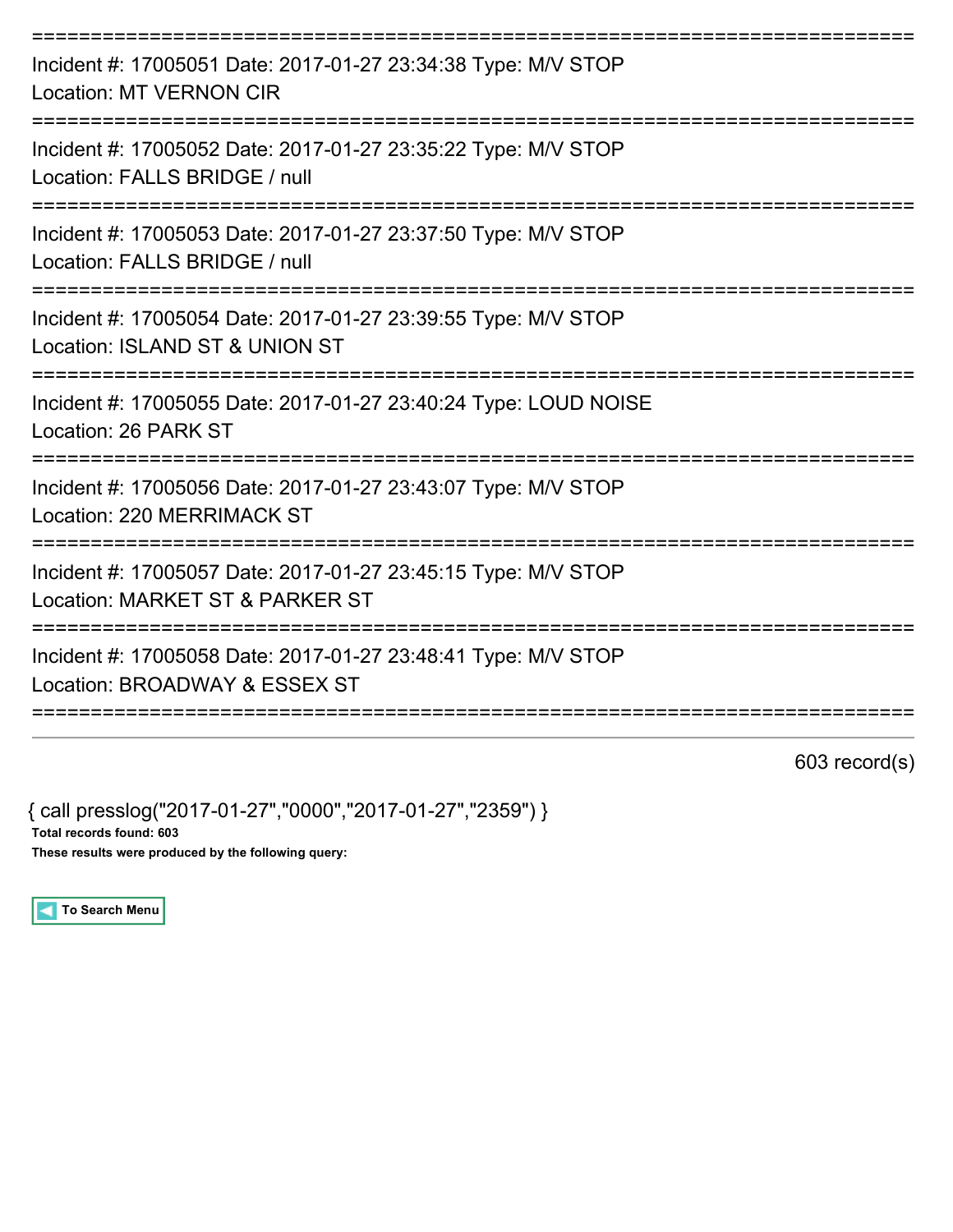===========================================================================

Incident #: 17005051 Date: 2017-01-27 23:34:38 Type: M/V STOP

Location: MT VERNON CIR

===========================================================================

Incident #: 17005052 Date: 2017-01-27 23:35:22 Type: M/V STOP

Location: FALLS BRIDGE / null

===========================================================================

Incident #: 17005053 Date: 2017-01-27 23:37:50 Type: M/V STOP

Location: FALLS BRIDGE / null

===========================================================================

Incident #: 17005054 Date: 2017-01-27 23:39:55 Type: M/V STOP

Location: ISLAND ST & UNION ST

===========================================================================

Incident #: 17005055 Date: 2017-01-27 23:40:24 Type: LOUD NOISE

Location: 26 PARK ST

===========================================================================

Incident #: 17005056 Date: 2017-01-27 23:43:07 Type: M/V STOP

Location: 220 MERRIMACK ST

===========================================================================

Incident #: 17005057 Date: 2017-01-27 23:45:15 Type: M/V STOP

Location: MARKET ST & PARKER ST

===========================================================================

Incident #: 17005058 Date: 2017-01-27 23:48:41 Type: M/V STOP

Location: BROADWAY & ESSEX ST

===========================================================================

603 record(s)

{ call presslog("2017-01-27","0000","2017-01-27","2359") }

**Total records found: 603**

**These results were produced by the following query:**

**To Search Menu**